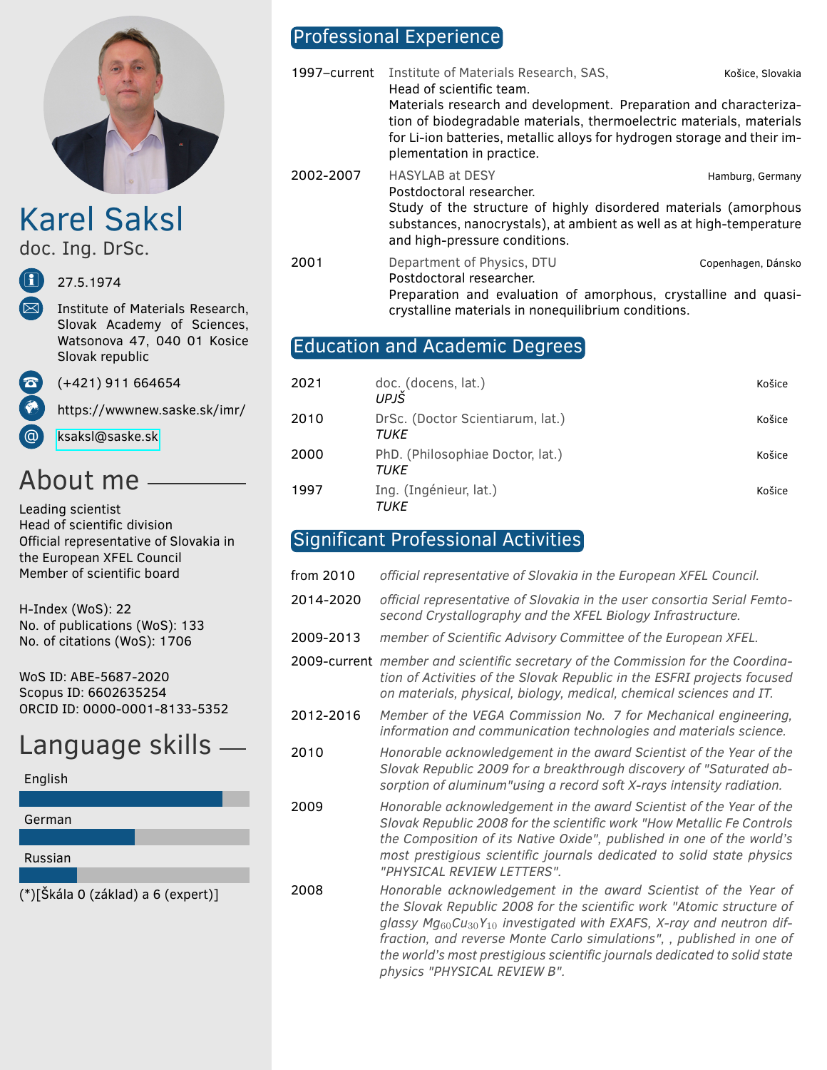# Karel Saksl

doc. Ing. DrSc.

27.5.1974

Institute of Materials Research, Slovak Academy of Sciences, Watsonova 47, 040 01 Kosice Slovak republic

(+421) 911 664654

https://wwwnew.saske.sk/imr/

ksaksl@saske.sk

## About me

Leading scientist
Head of scientific division
Official representative of Slovakia in the European XFEL Council
Member of scientific board

H-Index (WoS): 22
No. of publications (WoS): 133
No. of citations (WoS): 1706

WoS ID: ABE-5687-2020
Scopus ID: 6602635254
ORCID ID: 0000-0001-8133-5352

## Language skills

English

German

Russian

(*)[Škála 0 (základ) a 6 (expert)]

## Professional Experience

**1997–current** — Institute of Materials Research, SAS, Košice, Slovakia
Head of scientific team.
Materials research and development. Preparation and characterization of biodegradable materials, thermoelectric materials, materials for Li-ion batteries, metallic alloys for hydrogen storage and their implementation in practice.

**2002-2007** — HASYLAB at DESY, Hamburg, Germany
Postdoctoral researcher.
Study of the structure of highly disordered materials (amorphous substances, nanocrystals), at ambient as well as at high-temperature and high-pressure conditions.

**2001** — Department of Physics, DTU, Copenhagen, Dánsko
Postdoctoral researcher.
Preparation and evaluation of amorphous, crystalline and quasicrystalline materials in nonequilibrium conditions.

## Education and Academic Degrees

**2021** — doc. (docens, lat.), *UPJŠ*, Košice

**2010** — DrSc. (Doctor Scientiarum, lat.), *TUKE*, Košice

**2000** — PhD. (Philosophiae Doctor, lat.), *TUKE*, Košice

**1997** — Ing. (Ingénieur, lat.), *TUKE*, Košice

## Significant Professional Activities

**from 2010** — *official representative of Slovakia in the European XFEL Council.*

**2014-2020** — *official representative of Slovakia in the user consortia Serial Femtosecond Crystallography and the XFEL Biology Infrastructure.*

**2009-2013** — *member of Scientific Advisory Committee of the European XFEL.*

**2009-current** — *member and scientific secretary of the Commission for the Coordination of Activities of the Slovak Republic in the ESFRI projects focused on materials, physical, biology, medical, chemical sciences and IT.*

**2012-2016** — *Member of the VEGA Commission No. 7 for Mechanical engineering, information and communication technologies and materials science.*

**2010** — *Honorable acknowledgement in the award Scientist of the Year of the Slovak Republic 2009 for a breakthrough discovery of "Saturated absorption of aluminum"using a record soft X-rays intensity radiation.*

**2009** — *Honorable acknowledgement in the award Scientist of the Year of the Slovak Republic 2008 for the scientific work "How Metallic Fe Controls the Composition of its Native Oxide", published in one of the world's most prestigious scientific journals dedicated to solid state physics "PHYSICAL REVIEW LETTERS".*

**2008** — *Honorable acknowledgement in the award Scientist of the Year of the Slovak Republic 2008 for the scientific work "Atomic structure of glassy $Mg_{60}Cu_{30}Y_{10}$ investigated with EXAFS, X-ray and neutron diffraction, and reverse Monte Carlo simulations", , published in one of the world's most prestigious scientific journals dedicated to solid state physics "PHYSICAL REVIEW B".*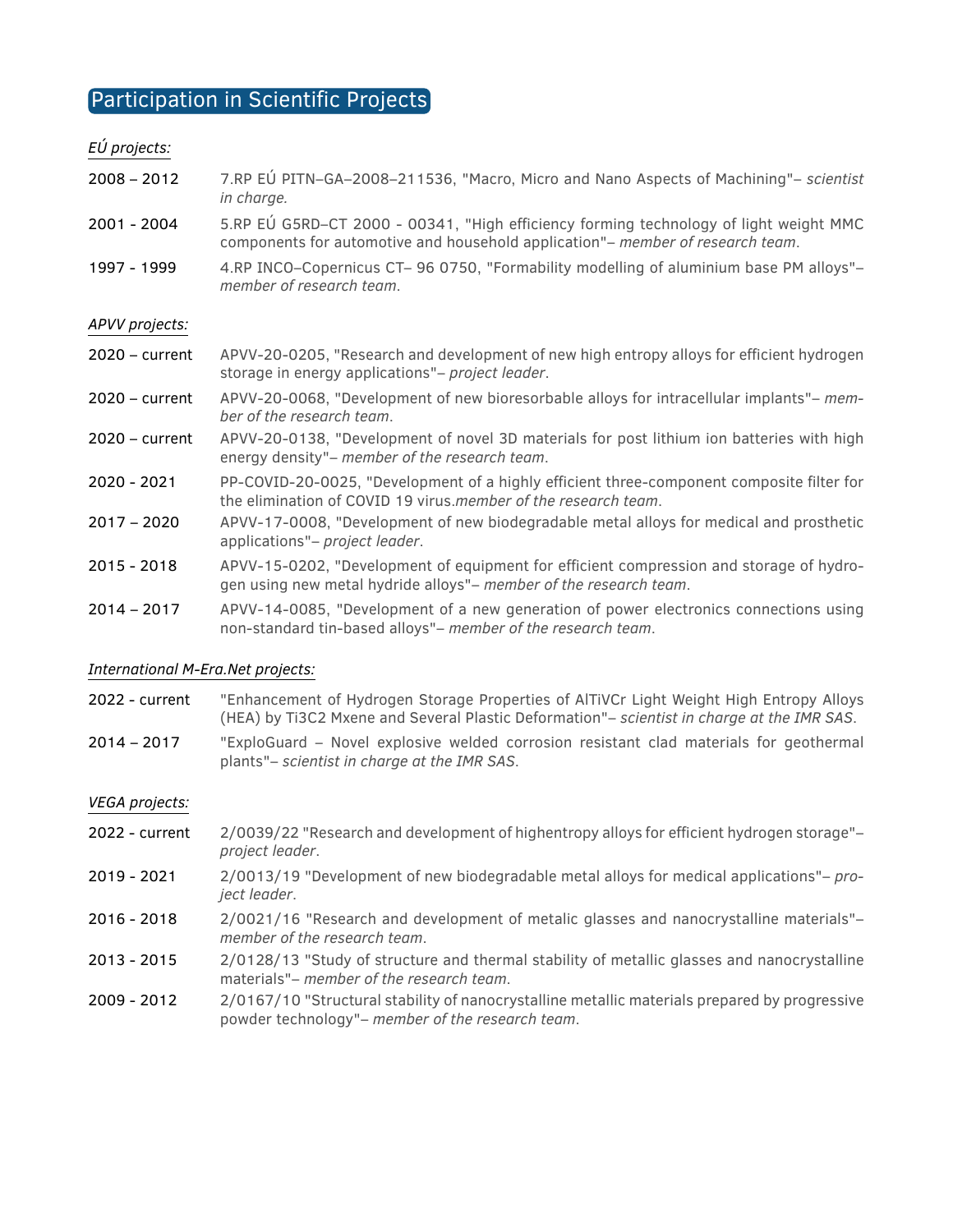## Participation in Scientific Projects

*EÚ projects:*

2008 – 2012 7.RP EÚ PITN–GA–2008–211536, "Macro, Micro and Nano Aspects of Machining"– *scientist in charge.*

2001 - 2004 5.RP EÚ G5RD–CT 2000 - 00341, "High efficiency forming technology of light weight MMC components for automotive and household application"– *member of research team*.

1997 - 1999 4.RP INCO–Copernicus CT– 96 0750, "Formability modelling of aluminium base PM alloys"– *member of research team*.

*APVV projects:*

2020 – current APVV-20-0205, "Research and development of new high entropy alloys for efficient hydrogen storage in energy applications"– *project leader*.

2020 – current APVV-20-0068, "Development of new bioresorbable alloys for intracellular implants"– *member of the research team*.

2020 – current APVV-20-0138, "Development of novel 3D materials for post lithium ion batteries with high energy density"– *member of the research team*.

2020 - 2021 PP-COVID-20-0025, "Development of a highly efficient three-component composite filter for the elimination of COVID 19 virus.*member of the research team*.

2017 – 2020 APVV-17-0008, "Development of new biodegradable metal alloys for medical and prosthetic applications"– *project leader*.

2015 - 2018 APVV-15-0202, "Development of equipment for efficient compression and storage of hydrogen using new metal hydride alloys"– *member of the research team*.

2014 – 2017 APVV-14-0085, "Development of a new generation of power electronics connections using non-standard tin-based alloys"– *member of the research team*.

*International M-Era.Net projects:*

2022 - current "Enhancement of Hydrogen Storage Properties of AlTiVCr Light Weight High Entropy Alloys (HEA) by Ti3C2 Mxene and Several Plastic Deformation"– *scientist in charge at the IMR SAS*.

2014 – 2017 "ExploGuard – Novel explosive welded corrosion resistant clad materials for geothermal plants"– *scientist in charge at the IMR SAS*.

*VEGA projects:*

2022 - current 2/0039/22 "Research and development of highentropy alloys for efficient hydrogen storage"– *project leader*.

2019 - 2021 2/0013/19 "Development of new biodegradable metal alloys for medical applications"– *project leader*.

2016 - 2018 2/0021/16 "Research and development of metalic glasses and nanocrystalline materials"– *member of the research team*.

2013 - 2015 2/0128/13 "Study of structure and thermal stability of metallic glasses and nanocrystalline materials"– *member of the research team*.

2009 - 2012 2/0167/10 "Structural stability of nanocrystalline metallic materials prepared by progressive powder technology"– *member of the research team*.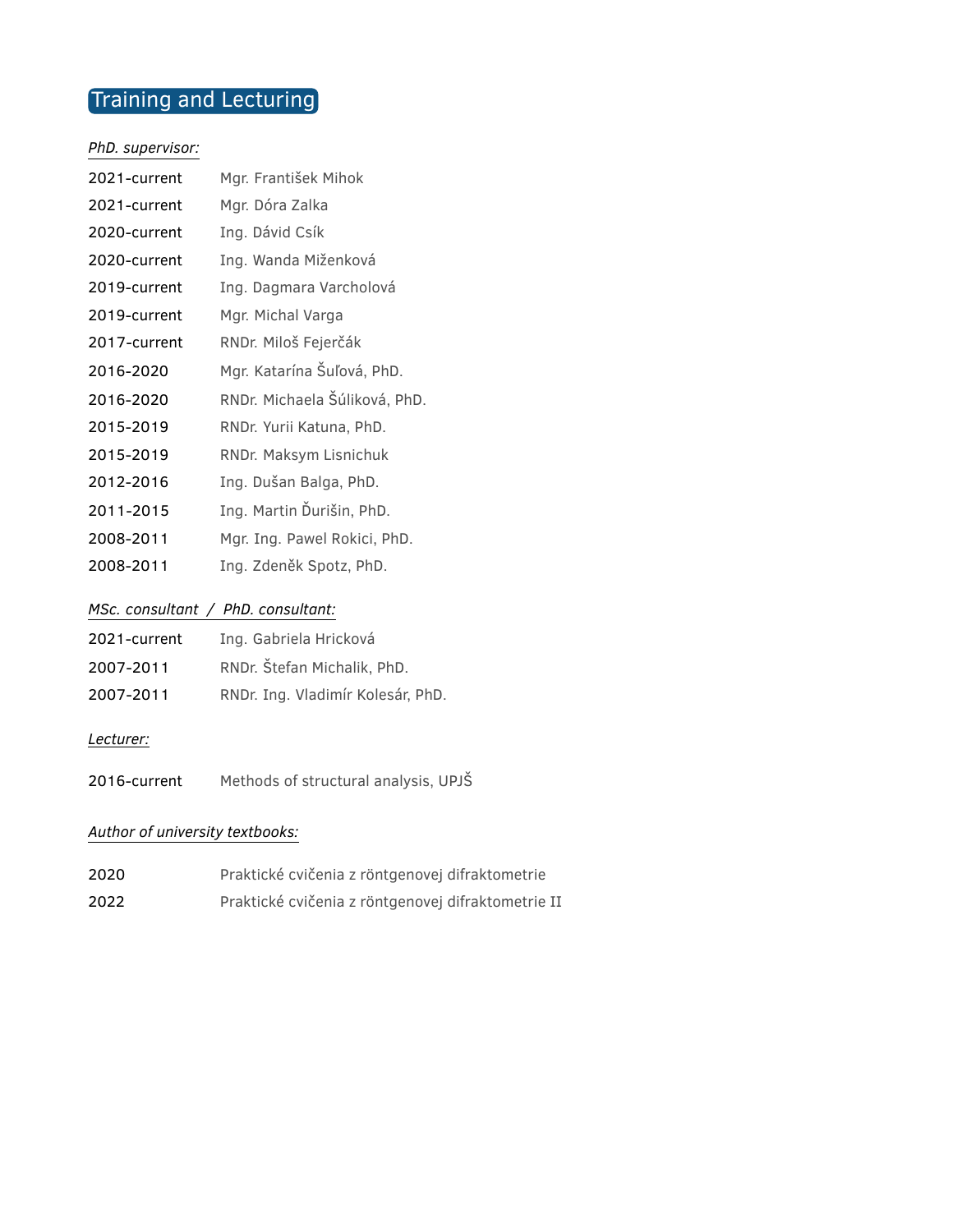## Training and Lecturing

*PhD. supervisor:*

| | |
|---|---|
| 2021-current | Mgr. František Mihok |
| 2021-current | Mgr. Dóra Zalka |
| 2020-current | Ing. Dávid Csík |
| 2020-current | Ing. Wanda Miženková |
| 2019-current | Ing. Dagmara Varcholová |
| 2019-current | Mgr. Michal Varga |
| 2017-current | RNDr. Miloš Fejerčák |
| 2016-2020 | Mgr. Katarína Šuľová, PhD. |
| 2016-2020 | RNDr. Michaela Šúliková, PhD. |
| 2015-2019 | RNDr. Yurii Katuna, PhD. |
| 2015-2019 | RNDr. Maksym Lisnichuk |
| 2012-2016 | Ing. Dušan Balga, PhD. |
| 2011-2015 | Ing. Martin Ďurišin, PhD. |
| 2008-2011 | Mgr. Ing. Pawel Rokici, PhD. |
| 2008-2011 | Ing. Zdeněk Spotz, PhD. |

*MSc. consultant / PhD. consultant:*

| | |
|---|---|
| 2021-current | Ing. Gabriela Hricková |
| 2007-2011 | RNDr. Štefan Michalik, PhD. |
| 2007-2011 | RNDr. Ing. Vladimír Kolesár, PhD. |

*Lecturer:*

| | |
|---|---|
| 2016-current | Methods of structural analysis, UPJŠ |

*Author of university textbooks:*

| | |
|---|---|
| 2020 | Praktické cvičenia z röntgenovej difraktometrie |
| 2022 | Praktické cvičenia z röntgenovej difraktometrie II |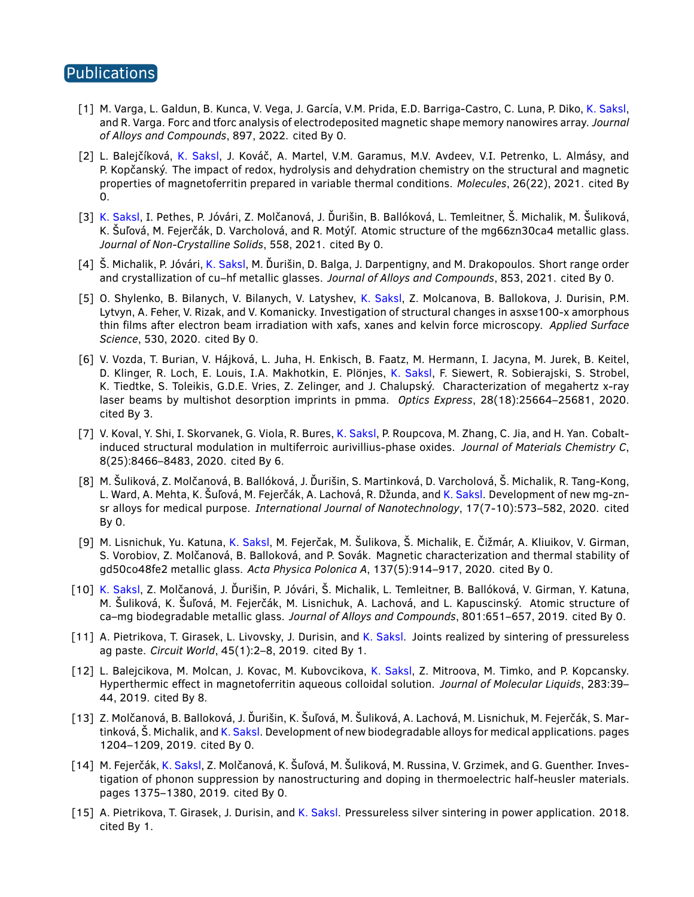## Publications

[1] M. Varga, L. Galdun, B. Kunca, V. Vega, J. García, V.M. Prida, E.D. Barriga-Castro, C. Luna, P. Diko, K. Saksl, and R. Varga. Forc and tforc analysis of electrodeposited magnetic shape memory nanowires array. *Journal of Alloys and Compounds*, 897, 2022. cited By 0.

[2] L. Balejčíková, K. Saksl, J. Kováč, A. Martel, V.M. Garamus, M.V. Avdeev, V.I. Petrenko, L. Almásy, and P. Kopčanský. The impact of redox, hydrolysis and dehydration chemistry on the structural and magnetic properties of magnetoferritin prepared in variable thermal conditions. *Molecules*, 26(22), 2021. cited By 0.

[3] K. Saksl, I. Pethes, P. Jóvári, Z. Molčanová, J. Ďurišin, B. Ballóková, L. Temleitner, Š. Michalik, M. Šuliková, K. Šuľová, M. Fejerčák, D. Varcholová, and R. Motýľ. Atomic structure of the mg66zn30ca4 metallic glass. *Journal of Non-Crystalline Solids*, 558, 2021. cited By 0.

[4] Š. Michalik, P. Jóvári, K. Saksl, M. Ďurišin, D. Balga, J. Darpentigny, and M. Drakopoulos. Short range order and crystallization of cu–hf metallic glasses. *Journal of Alloys and Compounds*, 853, 2021. cited By 0.

[5] O. Shylenko, B. Bilanych, V. Bilanych, V. Latyshev, K. Saksl, Z. Molcanova, B. Ballokova, J. Durisin, P.M. Lytvyn, A. Feher, V. Rizak, and V. Komanicky. Investigation of structural changes in asxse100-x amorphous thin films after electron beam irradiation with xafs, xanes and kelvin force microscopy. *Applied Surface Science*, 530, 2020. cited By 0.

[6] V. Vozda, T. Burian, V. Hájková, L. Juha, H. Enkisch, B. Faatz, M. Hermann, I. Jacyna, M. Jurek, B. Keitel, D. Klinger, R. Loch, E. Louis, I.A. Makhotkin, E. Plönjes, K. Saksl, F. Siewert, R. Sobierajski, S. Strobel, K. Tiedtke, S. Toleikis, G.D.E. Vries, Z. Zelinger, and J. Chalupský. Characterization of megahertz x-ray laser beams by multishot desorption imprints in pmma. *Optics Express*, 28(18):25664–25681, 2020. cited By 3.

[7] V. Koval, Y. Shi, I. Skorvanek, G. Viola, R. Bures, K. Saksl, P. Roupcova, M. Zhang, C. Jia, and H. Yan. Cobalt-induced structural modulation in multiferroic aurivillius-phase oxides. *Journal of Materials Chemistry C*, 8(25):8466–8483, 2020. cited By 6.

[8] M. Šuliková, Z. Molčanová, B. Ballóková, J. Ďurišin, S. Martinková, D. Varcholová, Š. Michalik, R. Tang-Kong, L. Ward, A. Mehta, K. Šuľová, M. Fejerčák, A. Lachová, R. Džunda, and K. Saksl. Development of new mg-zn-sr alloys for medical purpose. *International Journal of Nanotechnology*, 17(7-10):573–582, 2020. cited By 0.

[9] M. Lisnichuk, Yu. Katuna, K. Saksl, M. Fejerčak, M. Šulikova, Š. Michalik, E. Čižmár, A. Kliuikov, V. Girman, S. Vorobiov, Z. Molčanová, B. Balloková, and P. Sovák. Magnetic characterization and thermal stability of gd50co48fe2 metallic glass. *Acta Physica Polonica A*, 137(5):914–917, 2020. cited By 0.

[10] K. Saksl, Z. Molčanová, J. Ďurišin, P. Jóvári, Š. Michalik, L. Temleitner, B. Ballóková, V. Girman, Y. Katuna, M. Šuliková, K. Šuľová, M. Fejerčák, M. Lisnichuk, A. Lachová, and L. Kapuscinský. Atomic structure of ca–mg biodegradable metallic glass. *Journal of Alloys and Compounds*, 801:651–657, 2019. cited By 0.

[11] A. Pietrikova, T. Girasek, L. Livovsky, J. Durisin, and K. Saksl. Joints realized by sintering of pressureless ag paste. *Circuit World*, 45(1):2–8, 2019. cited By 1.

[12] L. Balejcikova, M. Molcan, J. Kovac, M. Kubovcikova, K. Saksl, Z. Mitroova, M. Timko, and P. Kopcansky. Hyperthermic effect in magnetoferritin aqueous colloidal solution. *Journal of Molecular Liquids*, 283:39–44, 2019. cited By 8.

[13] Z. Molčanová, B. Balloková, J. Ďurišin, K. Šuľová, M. Šuliková, A. Lachová, M. Lisnichuk, M. Fejerčák, S. Martinková, Š. Michalik, and K. Saksl. Development of new biodegradable alloys for medical applications. pages 1204–1209, 2019. cited By 0.

[14] M. Fejerčák, K. Saksl, Z. Molčanová, K. Šuľová, M. Šuliková, M. Russina, V. Grzimek, and G. Guenther. Investigation of phonon suppression by nanostructuring and doping in thermoelectric half-heusler materials. pages 1375–1380, 2019. cited By 0.

[15] A. Pietrikova, T. Girasek, J. Durisin, and K. Saksl. Pressureless silver sintering in power application. 2018. cited By 1.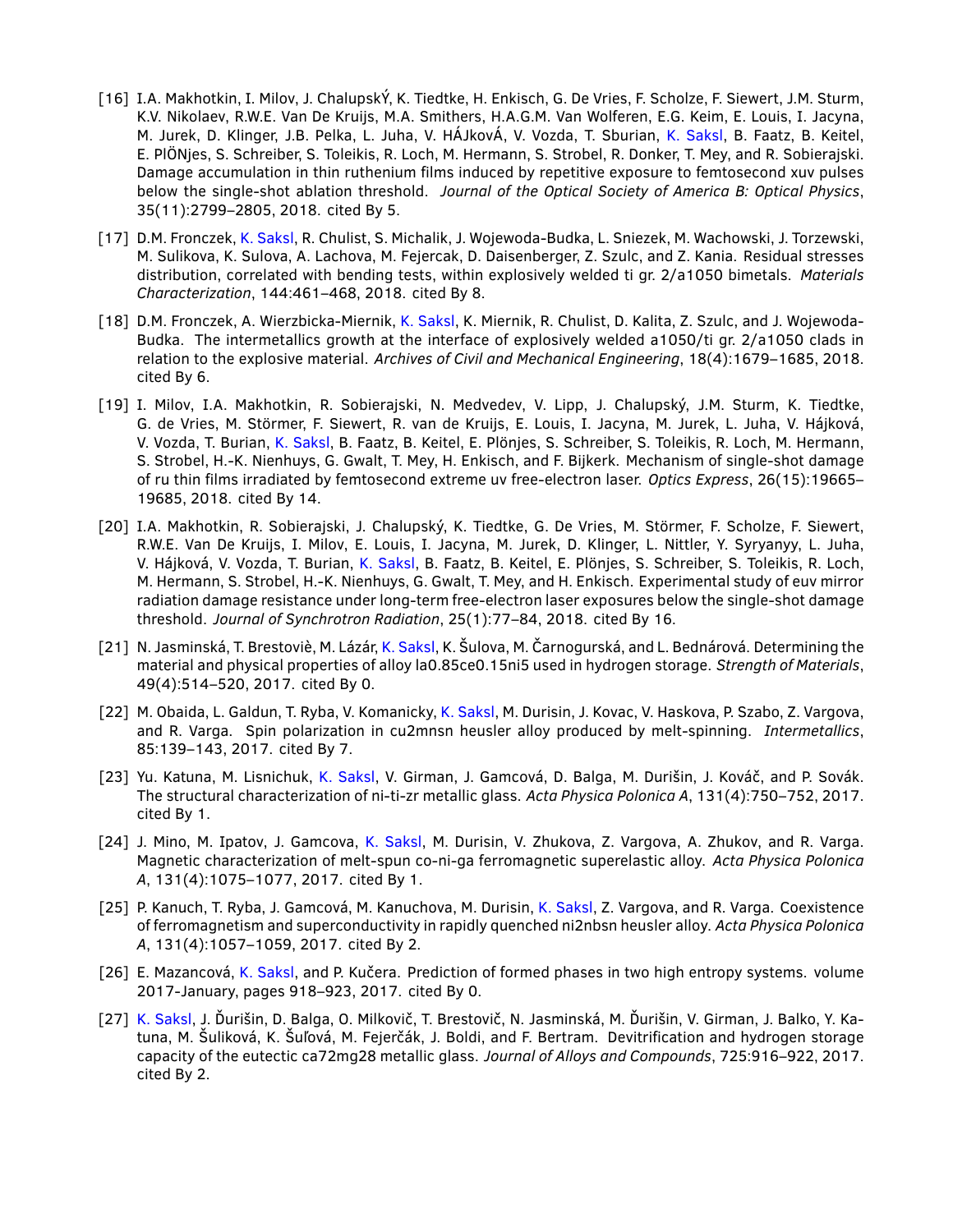[16] I.A. Makhotkin, I. Milov, J. ChalupskÝ, K. Tiedtke, H. Enkisch, G. De Vries, F. Scholze, F. Siewert, J.M. Sturm, K.V. Nikolaev, R.W.E. Van De Kruijs, M.A. Smithers, H.A.G.M. Van Wolferen, E.G. Keim, E. Louis, I. Jacyna, M. Jurek, D. Klinger, J.B. Pelka, L. Juha, V. HÁJkovÁ, V. Vozda, T. Sburian, K. Saksl, B. Faatz, B. Keitel, E. PlÖNjes, S. Schreiber, S. Toleikis, R. Loch, M. Hermann, S. Strobel, R. Donker, T. Mey, and R. Sobierajski. Damage accumulation in thin ruthenium films induced by repetitive exposure to femtosecond xuv pulses below the single-shot ablation threshold. *Journal of the Optical Society of America B: Optical Physics*, 35(11):2799–2805, 2018. cited By 5.

[17] D.M. Fronczek, K. Saksl, R. Chulist, S. Michalik, J. Wojewoda-Budka, L. Sniezek, M. Wachowski, J. Torzewski, M. Sulikova, K. Sulova, A. Lachova, M. Fejercak, D. Daisenberger, Z. Szulc, and Z. Kania. Residual stresses distribution, correlated with bending tests, within explosively welded ti gr. 2/a1050 bimetals. *Materials Characterization*, 144:461–468, 2018. cited By 8.

[18] D.M. Fronczek, A. Wierzbicka-Miernik, K. Saksl, K. Miernik, R. Chulist, D. Kalita, Z. Szulc, and J. Wojewoda-Budka. The intermetallics growth at the interface of explosively welded a1050/ti gr. 2/a1050 clads in relation to the explosive material. *Archives of Civil and Mechanical Engineering*, 18(4):1679–1685, 2018. cited By 6.

[19] I. Milov, I.A. Makhotkin, R. Sobierajski, N. Medvedev, V. Lipp, J. Chalupský, J.M. Sturm, K. Tiedtke, G. de Vries, M. Störmer, F. Siewert, R. van de Kruijs, E. Louis, I. Jacyna, M. Jurek, L. Juha, V. Hájková, V. Vozda, T. Burian, K. Saksl, B. Faatz, B. Keitel, E. Plönjes, S. Schreiber, S. Toleikis, R. Loch, M. Hermann, S. Strobel, H.-K. Nienhuys, G. Gwalt, T. Mey, H. Enkisch, and F. Bijkerk. Mechanism of single-shot damage of ru thin films irradiated by femtosecond extreme uv free-electron laser. *Optics Express*, 26(15):19665–19685, 2018. cited By 14.

[20] I.A. Makhotkin, R. Sobierajski, J. Chalupský, K. Tiedtke, G. De Vries, M. Störmer, F. Scholze, F. Siewert, R.W.E. Van De Kruijs, I. Milov, E. Louis, I. Jacyna, M. Jurek, D. Klinger, L. Nittler, Y. Syryanyy, L. Juha, V. Hájková, V. Vozda, T. Burian, K. Saksl, B. Faatz, B. Keitel, E. Plönjes, S. Schreiber, S. Toleikis, R. Loch, M. Hermann, S. Strobel, H.-K. Nienhuys, G. Gwalt, T. Mey, and H. Enkisch. Experimental study of euv mirror radiation damage resistance under long-term free-electron laser exposures below the single-shot damage threshold. *Journal of Synchrotron Radiation*, 25(1):77–84, 2018. cited By 16.

[21] N. Jasminská, T. Brestoviè, M. Lázár, K. Saksl, K. Šulova, M. Čarnogurská, and L. Bednárová. Determining the material and physical properties of alloy la0.85ce0.15ni5 used in hydrogen storage. *Strength of Materials*, 49(4):514–520, 2017. cited By 0.

[22] M. Obaida, L. Galdun, T. Ryba, V. Komanicky, K. Saksl, M. Durisin, J. Kovac, V. Haskova, P. Szabo, Z. Vargova, and R. Varga. Spin polarization in cu2mnsn heusler alloy produced by melt-spinning. *Intermetallics*, 85:139–143, 2017. cited By 7.

[23] Yu. Katuna, M. Lisnichuk, K. Saksl, V. Girman, J. Gamcová, D. Balga, M. Durišin, J. Kováč, and P. Sovák. The structural characterization of ni-ti-zr metallic glass. *Acta Physica Polonica A*, 131(4):750–752, 2017. cited By 1.

[24] J. Mino, M. Ipatov, J. Gamcova, K. Saksl, M. Durisin, V. Zhukova, Z. Vargova, A. Zhukov, and R. Varga. Magnetic characterization of melt-spun co-ni-ga ferromagnetic superelastic alloy. *Acta Physica Polonica A*, 131(4):1075–1077, 2017. cited By 1.

[25] P. Kanuch, T. Ryba, J. Gamcová, M. Kanuchova, M. Durisin, K. Saksl, Z. Vargova, and R. Varga. Coexistence of ferromagnetism and superconductivity in rapidly quenched ni2nbsn heusler alloy. *Acta Physica Polonica A*, 131(4):1057–1059, 2017. cited By 2.

[26] E. Mazancová, K. Saksl, and P. Kučera. Prediction of formed phases in two high entropy systems. volume 2017-January, pages 918–923, 2017. cited By 0.

[27] K. Saksl, J. Ďurišin, D. Balga, O. Milkovič, T. Brestovič, N. Jasminská, M. Ďurišin, V. Girman, J. Balko, Y. Katuna, M. Šuliková, K. Šuľová, M. Fejerčák, J. Boldi, and F. Bertram. Devitrification and hydrogen storage capacity of the eutectic ca72mg28 metallic glass. *Journal of Alloys and Compounds*, 725:916–922, 2017. cited By 2.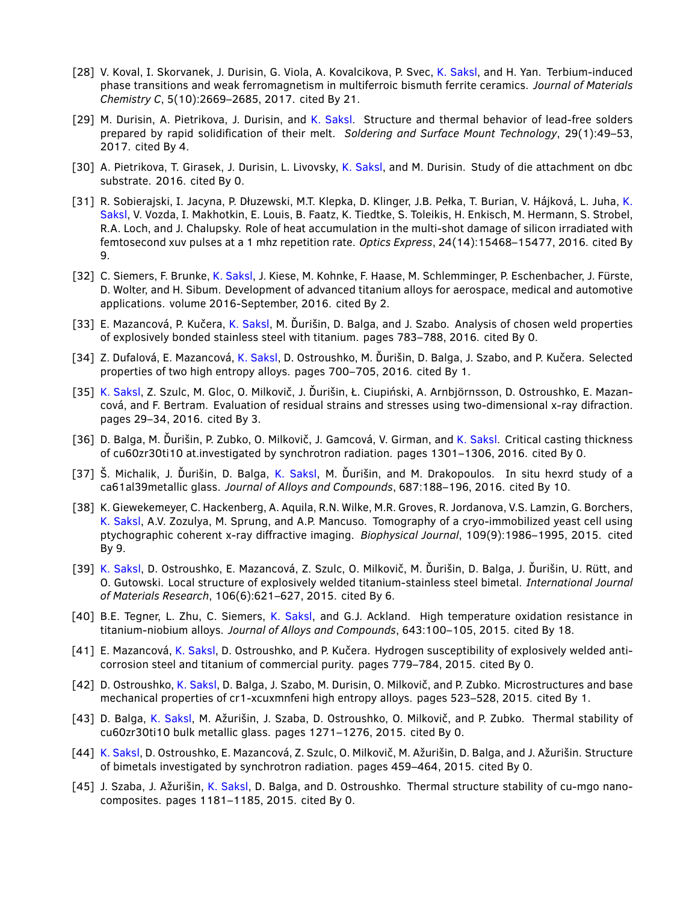[28] V. Koval, I. Skorvanek, J. Durisin, G. Viola, A. Kovalcikova, P. Svec, K. Saksl, and H. Yan. Terbium-induced phase transitions and weak ferromagnetism in multiferroic bismuth ferrite ceramics. *Journal of Materials Chemistry C*, 5(10):2669–2685, 2017. cited By 21.

[29] M. Durisin, A. Pietrikova, J. Durisin, and K. Saksl. Structure and thermal behavior of lead-free solders prepared by rapid solidification of their melt. *Soldering and Surface Mount Technology*, 29(1):49–53, 2017. cited By 4.

[30] A. Pietrikova, T. Girasek, J. Durisin, L. Livovsky, K. Saksl, and M. Durisin. Study of die attachment on dbc substrate. 2016. cited By 0.

[31] R. Sobierajski, I. Jacyna, P. Dłuzewski, M.T. Klepka, D. Klinger, J.B. Pełka, T. Burian, V. Hájková, L. Juha, K. Saksl, V. Vozda, I. Makhotkin, E. Louis, B. Faatz, K. Tiedtke, S. Toleikis, H. Enkisch, M. Hermann, S. Strobel, R.A. Loch, and J. Chalupsky. Role of heat accumulation in the multi-shot damage of silicon irradiated with femtosecond xuv pulses at a 1 mhz repetition rate. *Optics Express*, 24(14):15468–15477, 2016. cited By 9.

[32] C. Siemers, F. Brunke, K. Saksl, J. Kiese, M. Kohnke, F. Haase, M. Schlemminger, P. Eschenbacher, J. Fürste, D. Wolter, and H. Sibum. Development of advanced titanium alloys for aerospace, medical and automotive applications. volume 2016-September, 2016. cited By 2.

[33] E. Mazancová, P. Kučera, K. Saksl, M. Ďurišin, D. Balga, and J. Szabo. Analysis of chosen weld properties of explosively bonded stainless steel with titanium. pages 783–788, 2016. cited By 0.

[34] Z. Dufalová, E. Mazancová, K. Saksl, D. Ostroushko, M. Ďurišin, D. Balga, J. Szabo, and P. Kučera. Selected properties of two high entropy alloys. pages 700–705, 2016. cited By 1.

[35] K. Saksl, Z. Szulc, M. Gloc, O. Milkovič, J. Ďurišin, Ł. Ciupiński, A. Arnbjörnsson, D. Ostroushko, E. Mazancová, and F. Bertram. Evaluation of residual strains and stresses using two-dimensional x-ray difraction. pages 29–34, 2016. cited By 3.

[36] D. Balga, M. Ďurišin, P. Zubko, O. Milkovič, J. Gamcová, V. Girman, and K. Saksl. Critical casting thickness of cu60zr30ti10 at.investigated by synchrotron radiation. pages 1301–1306, 2016. cited By 0.

[37] Š. Michalik, J. Ďurišin, D. Balga, K. Saksl, M. Ďurišin, and M. Drakopoulos. In situ hexrd study of a ca61al39metallic glass. *Journal of Alloys and Compounds*, 687:188–196, 2016. cited By 10.

[38] K. Giewekemeyer, C. Hackenberg, A. Aquila, R.N. Wilke, M.R. Groves, R. Jordanova, V.S. Lamzin, G. Borchers, K. Saksl, A.V. Zozulya, M. Sprung, and A.P. Mancuso. Tomography of a cryo-immobilized yeast cell using ptychographic coherent x-ray diffractive imaging. *Biophysical Journal*, 109(9):1986–1995, 2015. cited By 9.

[39] K. Saksl, D. Ostroushko, E. Mazancová, Z. Szulc, O. Milkovič, M. Ďurišin, D. Balga, J. Ďurišin, U. Rütt, and O. Gutowski. Local structure of explosively welded titanium-stainless steel bimetal. *International Journal of Materials Research*, 106(6):621–627, 2015. cited By 6.

[40] B.E. Tegner, L. Zhu, C. Siemers, K. Saksl, and G.J. Ackland. High temperature oxidation resistance in titanium-niobium alloys. *Journal of Alloys and Compounds*, 643:100–105, 2015. cited By 18.

[41] E. Mazancová, K. Saksl, D. Ostroushko, and P. Kučera. Hydrogen susceptibility of explosively welded anti-corrosion steel and titanium of commercial purity. pages 779–784, 2015. cited By 0.

[42] D. Ostroushko, K. Saksl, D. Balga, J. Szabo, M. Durisin, O. Milkovič, and P. Zubko. Microstructures and base mechanical properties of cr1-xcuxmnfeni high entropy alloys. pages 523–528, 2015. cited By 1.

[43] D. Balga, K. Saksl, M. Ažurišin, J. Szaba, D. Ostroushko, O. Milkovič, and P. Zubko. Thermal stability of cu60zr30ti10 bulk metallic glass. pages 1271–1276, 2015. cited By 0.

[44] K. Saksl, D. Ostroushko, E. Mazancová, Z. Szulc, O. Milkovič, M. Ažurišin, D. Balga, and J. Ažurišin. Structure of bimetals investigated by synchrotron radiation. pages 459–464, 2015. cited By 0.

[45] J. Szaba, J. Ažurišin, K. Saksl, D. Balga, and D. Ostroushko. Thermal structure stability of cu-mgo nanocomposites. pages 1181–1185, 2015. cited By 0.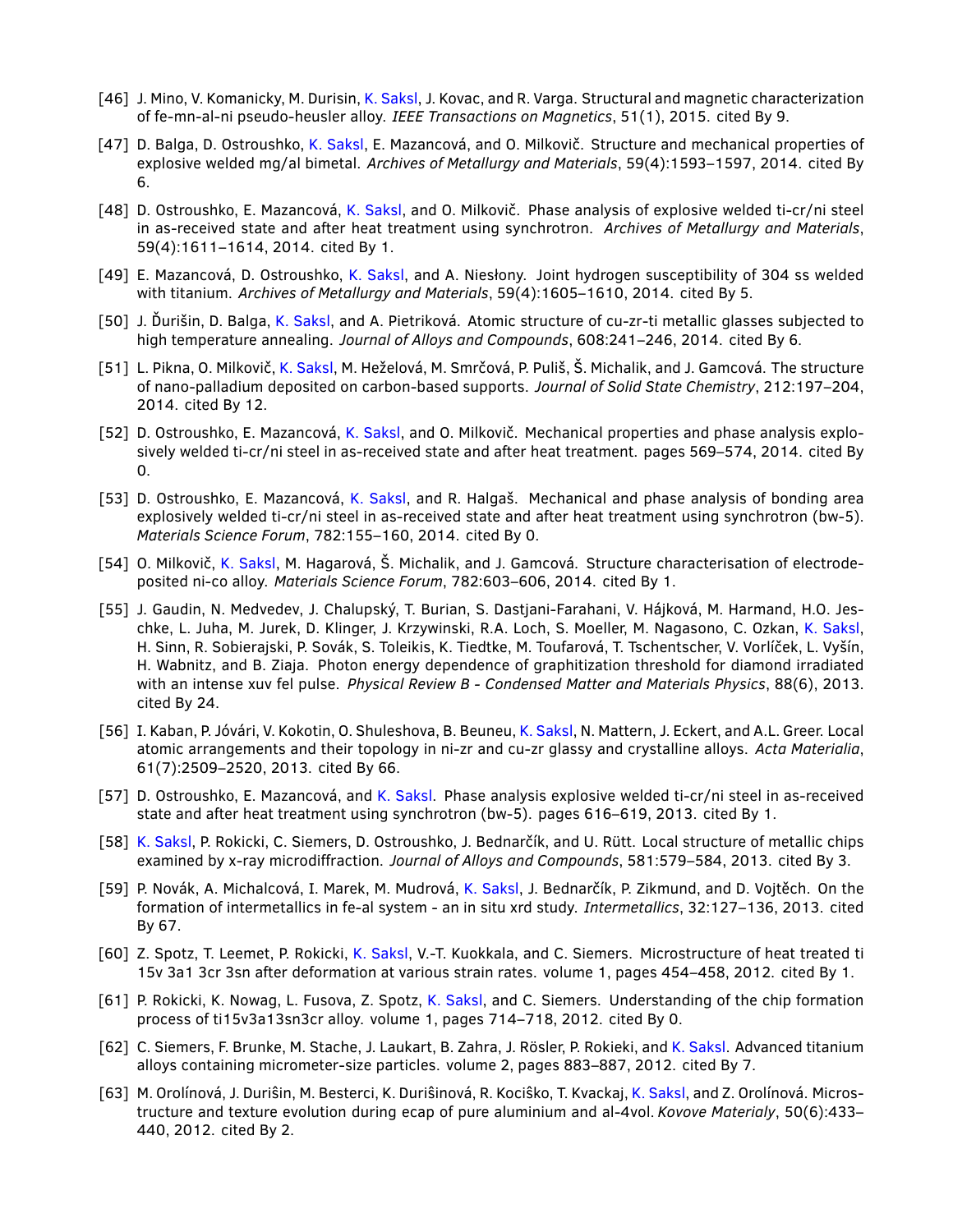[46] J. Mino, V. Komanicky, M. Durisin, K. Saksl, J. Kovac, and R. Varga. Structural and magnetic characterization of fe-mn-al-ni pseudo-heusler alloy. *IEEE Transactions on Magnetics*, 51(1), 2015. cited By 9.

[47] D. Balga, D. Ostroushko, K. Saksl, E. Mazancová, and O. Milkovič. Structure and mechanical properties of explosive welded mg/al bimetal. *Archives of Metallurgy and Materials*, 59(4):1593–1597, 2014. cited By 6.

[48] D. Ostroushko, E. Mazancová, K. Saksl, and O. Milkovič. Phase analysis of explosive welded ti-cr/ni steel in as-received state and after heat treatment using synchrotron. *Archives of Metallurgy and Materials*, 59(4):1611–1614, 2014. cited By 1.

[49] E. Mazancová, D. Ostroushko, K. Saksl, and A. Niesłony. Joint hydrogen susceptibility of 304 ss welded with titanium. *Archives of Metallurgy and Materials*, 59(4):1605–1610, 2014. cited By 5.

[50] J. Ďurišin, D. Balga, K. Saksl, and A. Pietriková. Atomic structure of cu-zr-ti metallic glasses subjected to high temperature annealing. *Journal of Alloys and Compounds*, 608:241–246, 2014. cited By 6.

[51] L. Pikna, O. Milkovič, K. Saksl, M. Heželová, M. Smrčová, P. Puliš, Š. Michalik, and J. Gamcová. The structure of nano-palladium deposited on carbon-based supports. *Journal of Solid State Chemistry*, 212:197–204, 2014. cited By 12.

[52] D. Ostroushko, E. Mazancová, K. Saksl, and O. Milkovič. Mechanical properties and phase analysis explosively welded ti-cr/ni steel in as-received state and after heat treatment. pages 569–574, 2014. cited By 0.

[53] D. Ostroushko, E. Mazancová, K. Saksl, and R. Halgaš. Mechanical and phase analysis of bonding area explosively welded ti-cr/ni steel in as-received state and after heat treatment using synchrotron (bw-5). *Materials Science Forum*, 782:155–160, 2014. cited By 0.

[54] O. Milkovič, K. Saksl, M. Hagarová, Š. Michalik, and J. Gamcová. Structure characterisation of electrodeposited ni-co alloy. *Materials Science Forum*, 782:603–606, 2014. cited By 1.

[55] J. Gaudin, N. Medvedev, J. Chalupský, T. Burian, S. Dastjani-Farahani, V. Hájková, M. Harmand, H.O. Jeschke, L. Juha, M. Jurek, D. Klinger, J. Krzywinski, R.A. Loch, S. Moeller, M. Nagasono, C. Ozkan, K. Saksl, H. Sinn, R. Sobierajski, P. Sovák, S. Toleikis, K. Tiedtke, M. Toufarová, T. Tschentscher, V. Vorlíček, L. Vyšín, H. Wabnitz, and B. Ziaja. Photon energy dependence of graphitization threshold for diamond irradiated with an intense xuv fel pulse. *Physical Review B - Condensed Matter and Materials Physics*, 88(6), 2013. cited By 24.

[56] I. Kaban, P. Jóvári, V. Kokotin, O. Shuleshova, B. Beuneu, K. Saksl, N. Mattern, J. Eckert, and A.L. Greer. Local atomic arrangements and their topology in ni-zr and cu-zr glassy and crystalline alloys. *Acta Materialia*, 61(7):2509–2520, 2013. cited By 66.

[57] D. Ostroushko, E. Mazancová, and K. Saksl. Phase analysis explosive welded ti-cr/ni steel in as-received state and after heat treatment using synchrotron (bw-5). pages 616–619, 2013. cited By 1.

[58] K. Saksl, P. Rokicki, C. Siemers, D. Ostroushko, J. Bednarčík, and U. Rütt. Local structure of metallic chips examined by x-ray microdiffraction. *Journal of Alloys and Compounds*, 581:579–584, 2013. cited By 3.

[59] P. Novák, A. Michalcová, I. Marek, M. Mudrová, K. Saksl, J. Bednarčík, P. Zikmund, and D. Vojtěch. On the formation of intermetallics in fe-al system - an in situ xrd study. *Intermetallics*, 32:127–136, 2013. cited By 67.

[60] Z. Spotz, T. Leemet, P. Rokicki, K. Saksl, V.-T. Kuokkala, and C. Siemers. Microstructure of heat treated ti 15v 3a1 3cr 3sn after deformation at various strain rates. volume 1, pages 454–458, 2012. cited By 1.

[61] P. Rokicki, K. Nowag, L. Fusova, Z. Spotz, K. Saksl, and C. Siemers. Understanding of the chip formation process of ti15v3a13sn3cr alloy. volume 1, pages 714–718, 2012. cited By 0.

[62] C. Siemers, F. Brunke, M. Stache, J. Laukart, B. Zahra, J. Rösler, P. Rokieki, and K. Saksl. Advanced titanium alloys containing micrometer-size particles. volume 2, pages 883–887, 2012. cited By 7.

[63] M. Orolínová, J. Durîšin, M. Besterci, K. Durîšinová, R. Kocîško, T. Kvackaj, K. Saksl, and Z. Orolínová. Microstructure and texture evolution during ecap of pure aluminium and al-4vol. *Kovove Materialy*, 50(6):433–440, 2012. cited By 2.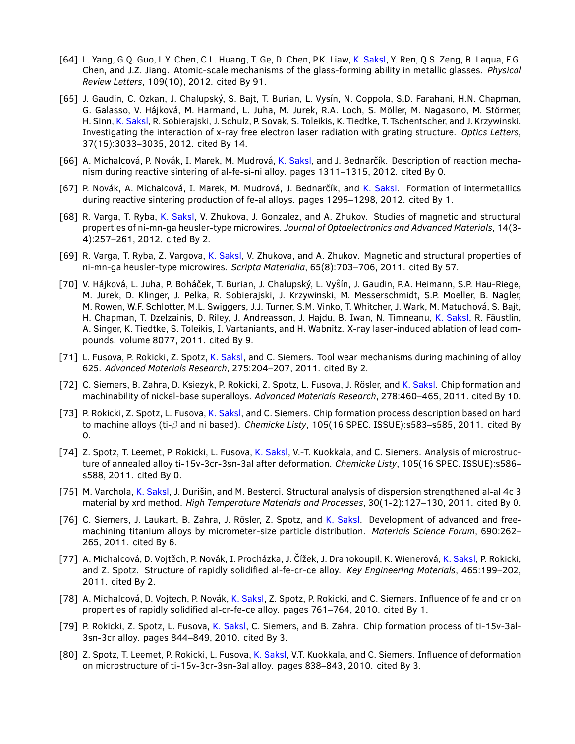[64] L. Yang, G.Q. Guo, L.Y. Chen, C.L. Huang, T. Ge, D. Chen, P.K. Liaw, K. Saksl, Y. Ren, Q.S. Zeng, B. Laqua, F.G. Chen, and J.Z. Jiang. Atomic-scale mechanisms of the glass-forming ability in metallic glasses. *Physical Review Letters*, 109(10), 2012. cited By 91.

[65] J. Gaudin, C. Ozkan, J. Chalupský, S. Bajt, T. Burian, L. Vysín, N. Coppola, S.D. Farahani, H.N. Chapman, G. Galasso, V. Hájková, M. Harmand, L. Juha, M. Jurek, R.A. Loch, S. Möller, M. Nagasono, M. Störmer, H. Sinn, K. Saksl, R. Sobierajski, J. Schulz, P. Sovak, S. Toleikis, K. Tiedtke, T. Tschentscher, and J. Krzywinski. Investigating the interaction of x-ray free electron laser radiation with grating structure. *Optics Letters*, 37(15):3033–3035, 2012. cited By 14.

[66] A. Michalcová, P. Novák, I. Marek, M. Mudrová, K. Saksl, and J. Bednarčík. Description of reaction mechanism during reactive sintering of al-fe-si-ni alloy. pages 1311–1315, 2012. cited By 0.

[67] P. Novák, A. Michalcová, I. Marek, M. Mudrová, J. Bednarčík, and K. Saksl. Formation of intermetallics during reactive sintering production of fe-al alloys. pages 1295–1298, 2012. cited By 1.

[68] R. Varga, T. Ryba, K. Saksl, V. Zhukova, J. Gonzalez, and A. Zhukov. Studies of magnetic and structural properties of ni-mn-ga heusler-type microwires. *Journal of Optoelectronics and Advanced Materials*, 14(3-4):257–261, 2012. cited By 2.

[69] R. Varga, T. Ryba, Z. Vargova, K. Saksl, V. Zhukova, and A. Zhukov. Magnetic and structural properties of ni-mn-ga heusler-type microwires. *Scripta Materialia*, 65(8):703–706, 2011. cited By 57.

[70] V. Hájková, L. Juha, P. Boháček, T. Burian, J. Chalupský, L. Vyŝín, J. Gaudin, P.A. Heimann, S.P. Hau-Riege, M. Jurek, D. Klinger, J. Pelka, R. Sobierajski, J. Krzywinski, M. Messerschmidt, S.P. Moeller, B. Nagler, M. Rowen, W.F. Schlotter, M.L. Swiggers, J.J. Turner, S.M. Vinko, T. Whitcher, J. Wark, M. Matuchová, S. Bajt, H. Chapman, T. Dzelzainis, D. Riley, J. Andreasson, J. Hajdu, B. Iwan, N. Timneanu, K. Saksl, R. Fäustlin, A. Singer, K. Tiedtke, S. Toleikis, I. Vartaniants, and H. Wabnitz. X-ray laser-induced ablation of lead compounds. volume 8077, 2011. cited By 9.

[71] L. Fusova, P. Rokicki, Z. Spotz, K. Saksl, and C. Siemers. Tool wear mechanisms during machining of alloy 625. *Advanced Materials Research*, 275:204–207, 2011. cited By 2.

[72] C. Siemers, B. Zahra, D. Ksiezyk, P. Rokicki, Z. Spotz, L. Fusova, J. Rösler, and K. Saksl. Chip formation and machinability of nickel-base superalloys. *Advanced Materials Research*, 278:460–465, 2011. cited By 10.

[73] P. Rokicki, Z. Spotz, L. Fusova, K. Saksl, and C. Siemers. Chip formation process description based on hard to machine alloys (ti-$\beta$ and ni based). *Chemicke Listy*, 105(16 SPEC. ISSUE):s583–s585, 2011. cited By 0.

[74] Z. Spotz, T. Leemet, P. Rokicki, L. Fusova, K. Saksl, V.-T. Kuokkala, and C. Siemers. Analysis of microstructure of annealed alloy ti-15v-3cr-3sn-3al after deformation. *Chemicke Listy*, 105(16 SPEC. ISSUE):s586–s588, 2011. cited By 0.

[75] M. Varchola, K. Saksl, J. Durišin, and M. Besterci. Structural analysis of dispersion strengthened al-al 4c 3 material by xrd method. *High Temperature Materials and Processes*, 30(1-2):127–130, 2011. cited By 0.

[76] C. Siemers, J. Laukart, B. Zahra, J. Rösler, Z. Spotz, and K. Saksl. Development of advanced and free-machining titanium alloys by micrometer-size particle distribution. *Materials Science Forum*, 690:262–265, 2011. cited By 6.

[77] A. Michalcová, D. Vojtěch, P. Novák, I. Procházka, J. Čížek, J. Drahokoupil, K. Wienerová, K. Saksl, P. Rokicki, and Z. Spotz. Structure of rapidly solidified al-fe-cr-ce alloy. *Key Engineering Materials*, 465:199–202, 2011. cited By 2.

[78] A. Michalcová, D. Vojtech, P. Novák, K. Saksl, Z. Spotz, P. Rokicki, and C. Siemers. Influence of fe and cr on properties of rapidly solidified al-cr-fe-ce alloy. pages 761–764, 2010. cited By 1.

[79] P. Rokicki, Z. Spotz, L. Fusova, K. Saksl, C. Siemers, and B. Zahra. Chip formation process of ti-15v-3al-3sn-3cr alloy. pages 844–849, 2010. cited By 3.

[80] Z. Spotz, T. Leemet, P. Rokicki, L. Fusova, K. Saksl, V.T. Kuokkala, and C. Siemers. Influence of deformation on microstructure of ti-15v-3cr-3sn-3al alloy. pages 838–843, 2010. cited By 3.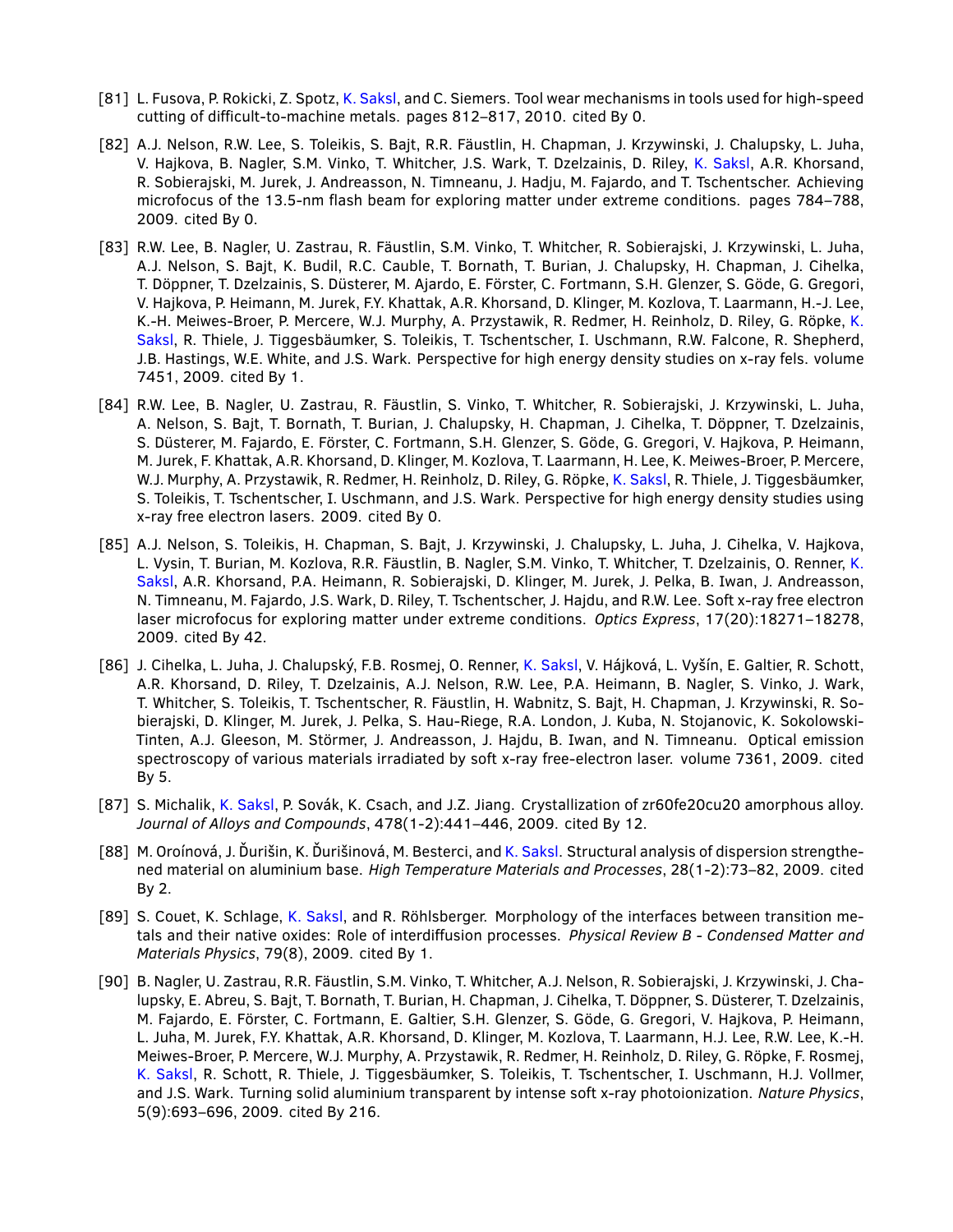[81] L. Fusova, P. Rokicki, Z. Spotz, K. Saksl, and C. Siemers. Tool wear mechanisms in tools used for high-speed cutting of difficult-to-machine metals. pages 812–817, 2010. cited By 0.

[82] A.J. Nelson, R.W. Lee, S. Toleikis, S. Bajt, R.R. Fäustlin, H. Chapman, J. Krzywinski, J. Chalupsky, L. Juha, V. Hajkova, B. Nagler, S.M. Vinko, T. Whitcher, J.S. Wark, T. Dzelzainis, D. Riley, K. Saksl, A.R. Khorsand, R. Sobierajski, M. Jurek, J. Andreasson, N. Timneanu, J. Hadju, M. Fajardo, and T. Tschentscher. Achieving microfocus of the 13.5-nm flash beam for exploring matter under extreme conditions. pages 784–788, 2009. cited By 0.

[83] R.W. Lee, B. Nagler, U. Zastrau, R. Fäustlin, S.M. Vinko, T. Whitcher, R. Sobierajski, J. Krzywinski, L. Juha, A.J. Nelson, S. Bajt, K. Budil, R.C. Cauble, T. Bornath, T. Burian, J. Chalupsky, H. Chapman, J. Cihelka, T. Döppner, T. Dzelzainis, S. Düsterer, M. Ajardo, E. Förster, C. Fortmann, S.H. Glenzer, S. Göde, G. Gregori, V. Hajkova, P. Heimann, M. Jurek, F.Y. Khattak, A.R. Khorsand, D. Klinger, M. Kozlova, T. Laarmann, H.-J. Lee, K.-H. Meiwes-Broer, P. Mercere, W.J. Murphy, A. Przystawik, R. Redmer, H. Reinholz, D. Riley, G. Röpke, K. Saksl, R. Thiele, J. Tiggesbäumker, S. Toleikis, T. Tschentscher, I. Uschmann, R.W. Falcone, R. Shepherd, J.B. Hastings, W.E. White, and J.S. Wark. Perspective for high energy density studies on x-ray fels. volume 7451, 2009. cited By 1.

[84] R.W. Lee, B. Nagler, U. Zastrau, R. Fäustlin, S. Vinko, T. Whitcher, R. Sobierajski, J. Krzywinski, L. Juha, A. Nelson, S. Bajt, T. Bornath, T. Burian, J. Chalupsky, H. Chapman, J. Cihelka, T. Döppner, T. Dzelzainis, S. Düsterer, M. Fajardo, E. Förster, C. Fortmann, S.H. Glenzer, S. Göde, G. Gregori, V. Hajkova, P. Heimann, M. Jurek, F. Khattak, A.R. Khorsand, D. Klinger, M. Kozlova, T. Laarmann, H. Lee, K. Meiwes-Broer, P. Mercere, W.J. Murphy, A. Przystawik, R. Redmer, H. Reinholz, D. Riley, G. Röpke, K. Saksl, R. Thiele, J. Tiggesbäumker, S. Toleikis, T. Tschentscher, I. Uschmann, and J.S. Wark. Perspective for high energy density studies using x-ray free electron lasers. 2009. cited By 0.

[85] A.J. Nelson, S. Toleikis, H. Chapman, S. Bajt, J. Krzywinski, J. Chalupsky, L. Juha, J. Cihelka, V. Hajkova, L. Vysin, T. Burian, M. Kozlova, R.R. Fäustlin, B. Nagler, S.M. Vinko, T. Whitcher, T. Dzelzainis, O. Renner, K. Saksl, A.R. Khorsand, P.A. Heimann, R. Sobierajski, D. Klinger, M. Jurek, J. Pelka, B. Iwan, J. Andreasson, N. Timneanu, M. Fajardo, J.S. Wark, D. Riley, T. Tschentscher, J. Hajdu, and R.W. Lee. Soft x-ray free electron laser microfocus for exploring matter under extreme conditions. *Optics Express*, 17(20):18271–18278, 2009. cited By 42.

[86] J. Cihelka, L. Juha, J. Chalupský, F.B. Rosmej, O. Renner, K. Saksl, V. Hájková, L. Vyšín, E. Galtier, R. Schott, A.R. Khorsand, D. Riley, T. Dzelzainis, A.J. Nelson, R.W. Lee, P.A. Heimann, B. Nagler, S. Vinko, J. Wark, T. Whitcher, S. Toleikis, T. Tschentscher, R. Fäustlin, H. Wabnitz, S. Bajt, H. Chapman, J. Krzywinski, R. Sobierajski, D. Klinger, M. Jurek, J. Pelka, S. Hau-Riege, R.A. London, J. Kuba, N. Stojanovic, K. Sokolowski-Tinten, A.J. Gleeson, M. Störmer, J. Andreasson, J. Hajdu, B. Iwan, and N. Timneanu. Optical emission spectroscopy of various materials irradiated by soft x-ray free-electron laser. volume 7361, 2009. cited By 5.

[87] S. Michalik, K. Saksl, P. Sovák, K. Csach, and J.Z. Jiang. Crystallization of zr60fe20cu20 amorphous alloy. *Journal of Alloys and Compounds*, 478(1-2):441–446, 2009. cited By 12.

[88] M. Oroínová, J. Ďurišin, K. Ďurišinová, M. Besterci, and K. Saksl. Structural analysis of dispersion strengthened material on aluminium base. *High Temperature Materials and Processes*, 28(1-2):73–82, 2009. cited By 2.

[89] S. Couet, K. Schlage, K. Saksl, and R. Röhlsberger. Morphology of the interfaces between transition metals and their native oxides: Role of interdiffusion processes. *Physical Review B - Condensed Matter and Materials Physics*, 79(8), 2009. cited By 1.

[90] B. Nagler, U. Zastrau, R.R. Fäustlin, S.M. Vinko, T. Whitcher, A.J. Nelson, R. Sobierajski, J. Krzywinski, J. Chalupsky, E. Abreu, S. Bajt, T. Bornath, T. Burian, H. Chapman, J. Cihelka, T. Döppner, S. Düsterer, T. Dzelzainis, M. Fajardo, E. Förster, C. Fortmann, E. Galtier, S.H. Glenzer, S. Göde, G. Gregori, V. Hajkova, P. Heimann, L. Juha, M. Jurek, F.Y. Khattak, A.R. Khorsand, D. Klinger, M. Kozlova, T. Laarmann, H.J. Lee, R.W. Lee, K.-H. Meiwes-Broer, P. Mercere, W.J. Murphy, A. Przystawik, R. Redmer, H. Reinholz, D. Riley, G. Röpke, F. Rosmej, K. Saksl, R. Schott, R. Thiele, J. Tiggesbäumker, S. Toleikis, T. Tschentscher, I. Uschmann, H.J. Vollmer, and J.S. Wark. Turning solid aluminium transparent by intense soft x-ray photoionization. *Nature Physics*, 5(9):693–696, 2009. cited By 216.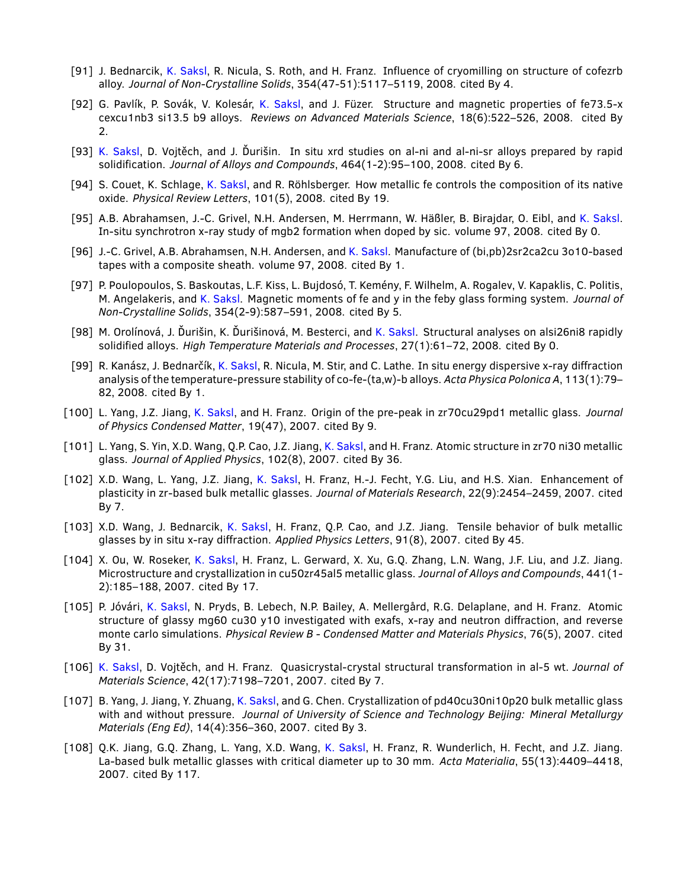[91] J. Bednarcik, K. Saksl, R. Nicula, S. Roth, and H. Franz. Influence of cryomilling on structure of cofezrb alloy. *Journal of Non-Crystalline Solids*, 354(47-51):5117–5119, 2008. cited By 4.

[92] G. Pavlík, P. Sovák, V. Kolesár, K. Saksl, and J. Füzer. Structure and magnetic properties of fe73.5-x cexcu1nb3 si13.5 b9 alloys. *Reviews on Advanced Materials Science*, 18(6):522–526, 2008. cited By 2.

[93] K. Saksl, D. Vojtěch, and J. Ďurišin. In situ xrd studies on al-ni and al-ni-sr alloys prepared by rapid solidification. *Journal of Alloys and Compounds*, 464(1-2):95–100, 2008. cited By 6.

[94] S. Couet, K. Schlage, K. Saksl, and R. Röhlsberger. How metallic fe controls the composition of its native oxide. *Physical Review Letters*, 101(5), 2008. cited By 19.

[95] A.B. Abrahamsen, J.-C. Grivel, N.H. Andersen, M. Herrmann, W. Häßler, B. Birajdar, O. Eibl, and K. Saksl. In-situ synchrotron x-ray study of mgb2 formation when doped by sic. volume 97, 2008. cited By 0.

[96] J.-C. Grivel, A.B. Abrahamsen, N.H. Andersen, and K. Saksl. Manufacture of (bi,pb)2sr2ca2cu 3o10-based tapes with a composite sheath. volume 97, 2008. cited By 1.

[97] P. Poulopoulos, S. Baskoutas, L.F. Kiss, L. Bujdosó, T. Kemény, F. Wilhelm, A. Rogalev, V. Kapaklis, C. Politis, M. Angelakeris, and K. Saksl. Magnetic moments of fe and y in the feby glass forming system. *Journal of Non-Crystalline Solids*, 354(2-9):587–591, 2008. cited By 5.

[98] M. Orolínová, J. Ďurišin, K. Ďurišinová, M. Besterci, and K. Saksl. Structural analyses on alsi26ni8 rapidly solidified alloys. *High Temperature Materials and Processes*, 27(1):61–72, 2008. cited By 0.

[99] R. Kanász, J. Bednarčík, K. Saksl, R. Nicula, M. Stir, and C. Lathe. In situ energy dispersive x-ray diffraction analysis of the temperature-pressure stability of co-fe-(ta,w)-b alloys. *Acta Physica Polonica A*, 113(1):79–82, 2008. cited By 1.

[100] L. Yang, J.Z. Jiang, K. Saksl, and H. Franz. Origin of the pre-peak in zr70cu29pd1 metallic glass. *Journal of Physics Condensed Matter*, 19(47), 2007. cited By 9.

[101] L. Yang, S. Yin, X.D. Wang, Q.P. Cao, J.Z. Jiang, K. Saksl, and H. Franz. Atomic structure in zr70 ni30 metallic glass. *Journal of Applied Physics*, 102(8), 2007. cited By 36.

[102] X.D. Wang, L. Yang, J.Z. Jiang, K. Saksl, H. Franz, H.-J. Fecht, Y.G. Liu, and H.S. Xian. Enhancement of plasticity in zr-based bulk metallic glasses. *Journal of Materials Research*, 22(9):2454–2459, 2007. cited By 7.

[103] X.D. Wang, J. Bednarcik, K. Saksl, H. Franz, Q.P. Cao, and J.Z. Jiang. Tensile behavior of bulk metallic glasses by in situ x-ray diffraction. *Applied Physics Letters*, 91(8), 2007. cited By 45.

[104] X. Ou, W. Roseker, K. Saksl, H. Franz, L. Gerward, X. Xu, G.Q. Zhang, L.N. Wang, J.F. Liu, and J.Z. Jiang. Microstructure and crystallization in cu50zr45al5 metallic glass. *Journal of Alloys and Compounds*, 441(1-2):185–188, 2007. cited By 17.

[105] P. Jóvári, K. Saksl, N. Pryds, B. Lebech, N.P. Bailey, A. Mellergård, R.G. Delaplane, and H. Franz. Atomic structure of glassy mg60 cu30 y10 investigated with exafs, x-ray and neutron diffraction, and reverse monte carlo simulations. *Physical Review B - Condensed Matter and Materials Physics*, 76(5), 2007. cited By 31.

[106] K. Saksl, D. Vojtěch, and H. Franz. Quasicrystal-crystal structural transformation in al-5 wt. *Journal of Materials Science*, 42(17):7198–7201, 2007. cited By 7.

[107] B. Yang, J. Jiang, Y. Zhuang, K. Saksl, and G. Chen. Crystallization of pd40cu30ni10p20 bulk metallic glass with and without pressure. *Journal of University of Science and Technology Beijing: Mineral Metallurgy Materials (Eng Ed)*, 14(4):356–360, 2007. cited By 3.

[108] Q.K. Jiang, G.Q. Zhang, L. Yang, X.D. Wang, K. Saksl, H. Franz, R. Wunderlich, H. Fecht, and J.Z. Jiang. La-based bulk metallic glasses with critical diameter up to 30 mm. *Acta Materialia*, 55(13):4409–4418, 2007. cited By 117.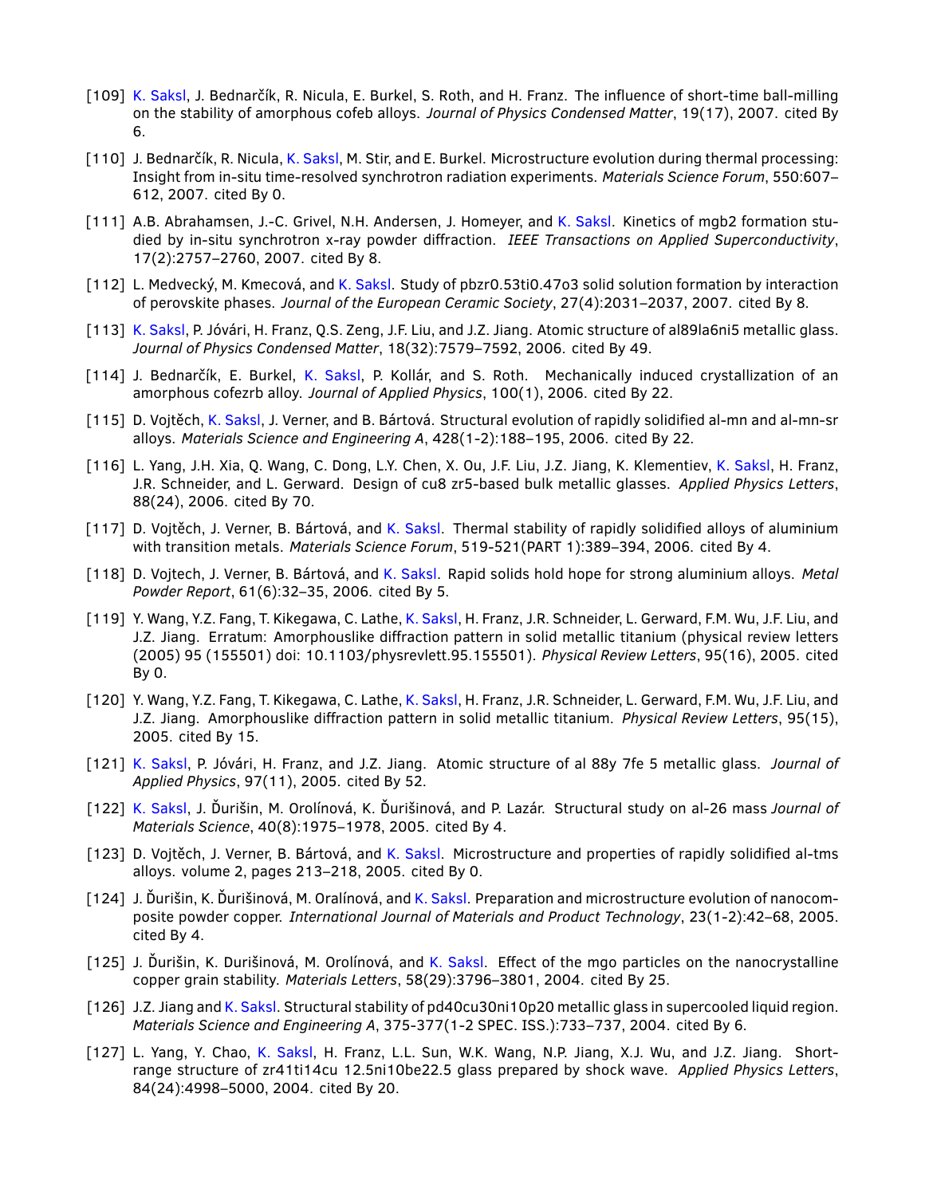[109] K. Saksl, J. Bednarčík, R. Nicula, E. Burkel, S. Roth, and H. Franz. The influence of short-time ball-milling on the stability of amorphous cofeb alloys. *Journal of Physics Condensed Matter*, 19(17), 2007. cited By 6.

[110] J. Bednarčík, R. Nicula, K. Saksl, M. Stir, and E. Burkel. Microstructure evolution during thermal processing: Insight from in-situ time-resolved synchrotron radiation experiments. *Materials Science Forum*, 550:607–612, 2007. cited By 0.

[111] A.B. Abrahamsen, J.-C. Grivel, N.H. Andersen, J. Homeyer, and K. Saksl. Kinetics of mgb2 formation studied by in-situ synchrotron x-ray powder diffraction. *IEEE Transactions on Applied Superconductivity*, 17(2):2757–2760, 2007. cited By 8.

[112] L. Medvecký, M. Kmecová, and K. Saksl. Study of pbzr0.53ti0.47o3 solid solution formation by interaction of perovskite phases. *Journal of the European Ceramic Society*, 27(4):2031–2037, 2007. cited By 8.

[113] K. Saksl, P. Jóvári, H. Franz, Q.S. Zeng, J.F. Liu, and J.Z. Jiang. Atomic structure of al89la6ni5 metallic glass. *Journal of Physics Condensed Matter*, 18(32):7579–7592, 2006. cited By 49.

[114] J. Bednarčík, E. Burkel, K. Saksl, P. Kollár, and S. Roth. Mechanically induced crystallization of an amorphous cofezrb alloy. *Journal of Applied Physics*, 100(1), 2006. cited By 22.

[115] D. Vojtěch, K. Saksl, J. Verner, and B. Bártová. Structural evolution of rapidly solidified al-mn and al-mn-sr alloys. *Materials Science and Engineering A*, 428(1-2):188–195, 2006. cited By 22.

[116] L. Yang, J.H. Xia, Q. Wang, C. Dong, L.Y. Chen, X. Ou, J.F. Liu, J.Z. Jiang, K. Klementiev, K. Saksl, H. Franz, J.R. Schneider, and L. Gerward. Design of cu8 zr5-based bulk metallic glasses. *Applied Physics Letters*, 88(24), 2006. cited By 70.

[117] D. Vojtěch, J. Verner, B. Bártová, and K. Saksl. Thermal stability of rapidly solidified alloys of aluminium with transition metals. *Materials Science Forum*, 519-521(PART 1):389–394, 2006. cited By 4.

[118] D. Vojtech, J. Verner, B. Bártová, and K. Saksl. Rapid solids hold hope for strong aluminium alloys. *Metal Powder Report*, 61(6):32–35, 2006. cited By 5.

[119] Y. Wang, Y.Z. Fang, T. Kikegawa, C. Lathe, K. Saksl, H. Franz, J.R. Schneider, L. Gerward, F.M. Wu, J.F. Liu, and J.Z. Jiang. Erratum: Amorphouslike diffraction pattern in solid metallic titanium (physical review letters (2005) 95 (155501) doi: 10.1103/physrevlett.95.155501). *Physical Review Letters*, 95(16), 2005. cited By 0.

[120] Y. Wang, Y.Z. Fang, T. Kikegawa, C. Lathe, K. Saksl, H. Franz, J.R. Schneider, L. Gerward, F.M. Wu, J.F. Liu, and J.Z. Jiang. Amorphouslike diffraction pattern in solid metallic titanium. *Physical Review Letters*, 95(15), 2005. cited By 15.

[121] K. Saksl, P. Jóvári, H. Franz, and J.Z. Jiang. Atomic structure of al 88y 7fe 5 metallic glass. *Journal of Applied Physics*, 97(11), 2005. cited By 52.

[122] K. Saksl, J. Ďurišin, M. Orolínová, K. Ďurišinová, and P. Lazár. Structural study on al-26 mass *Journal of Materials Science*, 40(8):1975–1978, 2005. cited By 4.

[123] D. Vojtěch, J. Verner, B. Bártová, and K. Saksl. Microstructure and properties of rapidly solidified al-tms alloys. volume 2, pages 213–218, 2005. cited By 0.

[124] J. Ďurišin, K. Ďurišinová, M. Oralínová, and K. Saksl. Preparation and microstructure evolution of nanocomposite powder copper. *International Journal of Materials and Product Technology*, 23(1-2):42–68, 2005. cited By 4.

[125] J. Ďurišin, K. Durišinová, M. Orolínová, and K. Saksl. Effect of the mgo particles on the nanocrystalline copper grain stability. *Materials Letters*, 58(29):3796–3801, 2004. cited By 25.

[126] J.Z. Jiang and K. Saksl. Structural stability of pd40cu30ni10p20 metallic glass in supercooled liquid region. *Materials Science and Engineering A*, 375-377(1-2 SPEC. ISS.):733–737, 2004. cited By 6.

[127] L. Yang, Y. Chao, K. Saksl, H. Franz, L.L. Sun, W.K. Wang, N.P. Jiang, X.J. Wu, and J.Z. Jiang. Short-range structure of zr41ti14cu 12.5ni10be22.5 glass prepared by shock wave. *Applied Physics Letters*, 84(24):4998–5000, 2004. cited By 20.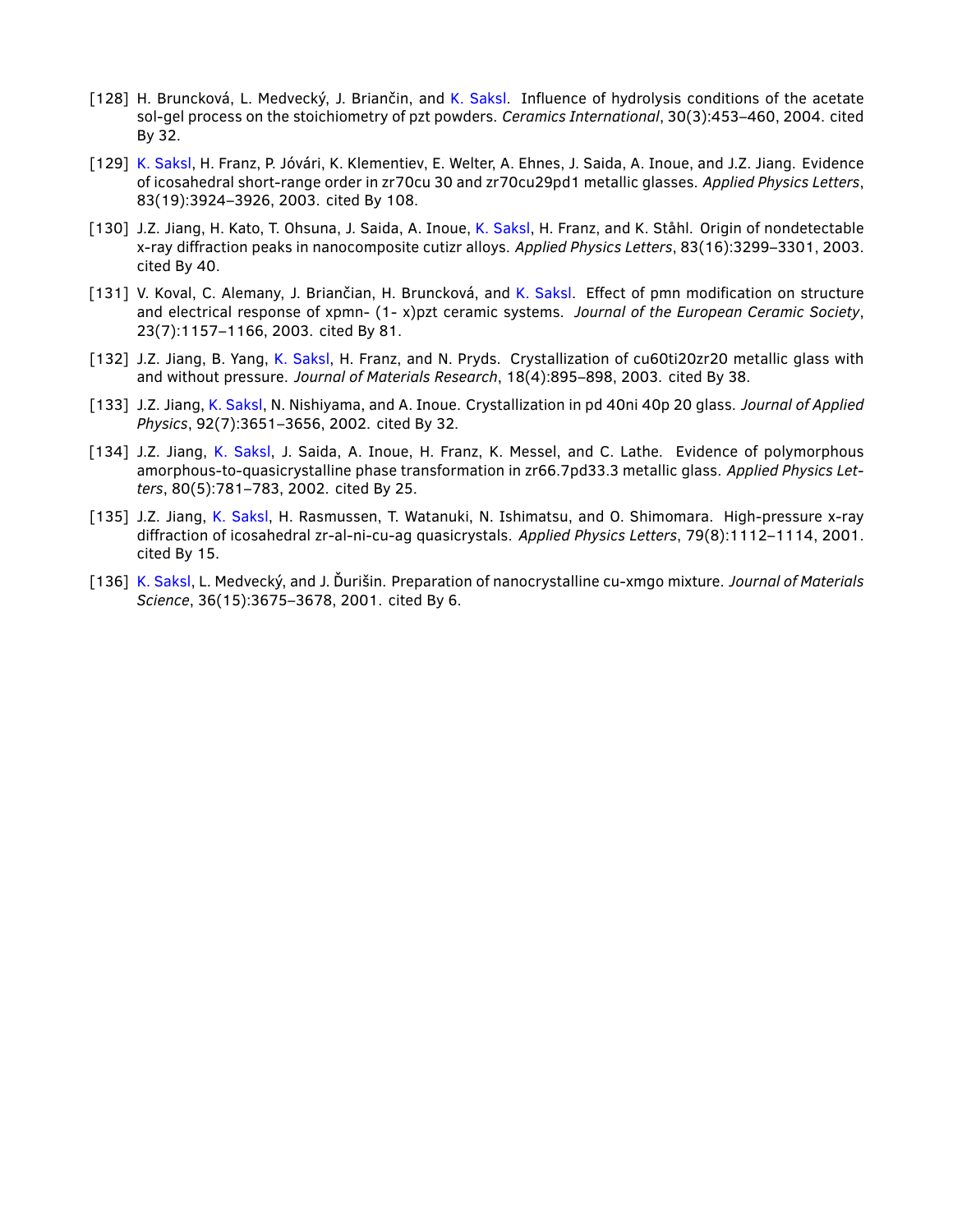[128] H. Bruncková, L. Medvecký, J. Briančin, and K. Saksl. Influence of hydrolysis conditions of the acetate sol-gel process on the stoichiometry of pzt powders. *Ceramics International*, 30(3):453–460, 2004. cited By 32.

[129] K. Saksl, H. Franz, P. Jóvári, K. Klementiev, E. Welter, A. Ehnes, J. Saida, A. Inoue, and J.Z. Jiang. Evidence of icosahedral short-range order in zr70cu 30 and zr70cu29pd1 metallic glasses. *Applied Physics Letters*, 83(19):3924–3926, 2003. cited By 108.

[130] J.Z. Jiang, H. Kato, T. Ohsuna, J. Saida, A. Inoue, K. Saksl, H. Franz, and K. Ståhl. Origin of nondetectable x-ray diffraction peaks in nanocomposite cutizr alloys. *Applied Physics Letters*, 83(16):3299–3301, 2003. cited By 40.

[131] V. Koval, C. Alemany, J. Briančian, H. Bruncková, and K. Saksl. Effect of pmn modification on structure and electrical response of xpmn- (1- x)pzt ceramic systems. *Journal of the European Ceramic Society*, 23(7):1157–1166, 2003. cited By 81.

[132] J.Z. Jiang, B. Yang, K. Saksl, H. Franz, and N. Pryds. Crystallization of cu60ti20zr20 metallic glass with and without pressure. *Journal of Materials Research*, 18(4):895–898, 2003. cited By 38.

[133] J.Z. Jiang, K. Saksl, N. Nishiyama, and A. Inoue. Crystallization in pd 40ni 40p 20 glass. *Journal of Applied Physics*, 92(7):3651–3656, 2002. cited By 32.

[134] J.Z. Jiang, K. Saksl, J. Saida, A. Inoue, H. Franz, K. Messel, and C. Lathe. Evidence of polymorphous amorphous-to-quasicrystalline phase transformation in zr66.7pd33.3 metallic glass. *Applied Physics Letters*, 80(5):781–783, 2002. cited By 25.

[135] J.Z. Jiang, K. Saksl, H. Rasmussen, T. Watanuki, N. Ishimatsu, and O. Shimomara. High-pressure x-ray diffraction of icosahedral zr-al-ni-cu-ag quasicrystals. *Applied Physics Letters*, 79(8):1112–1114, 2001. cited By 15.

[136] K. Saksl, L. Medvecký, and J. Ďurišin. Preparation of nanocrystalline cu-xmgo mixture. *Journal of Materials Science*, 36(15):3675–3678, 2001. cited By 6.